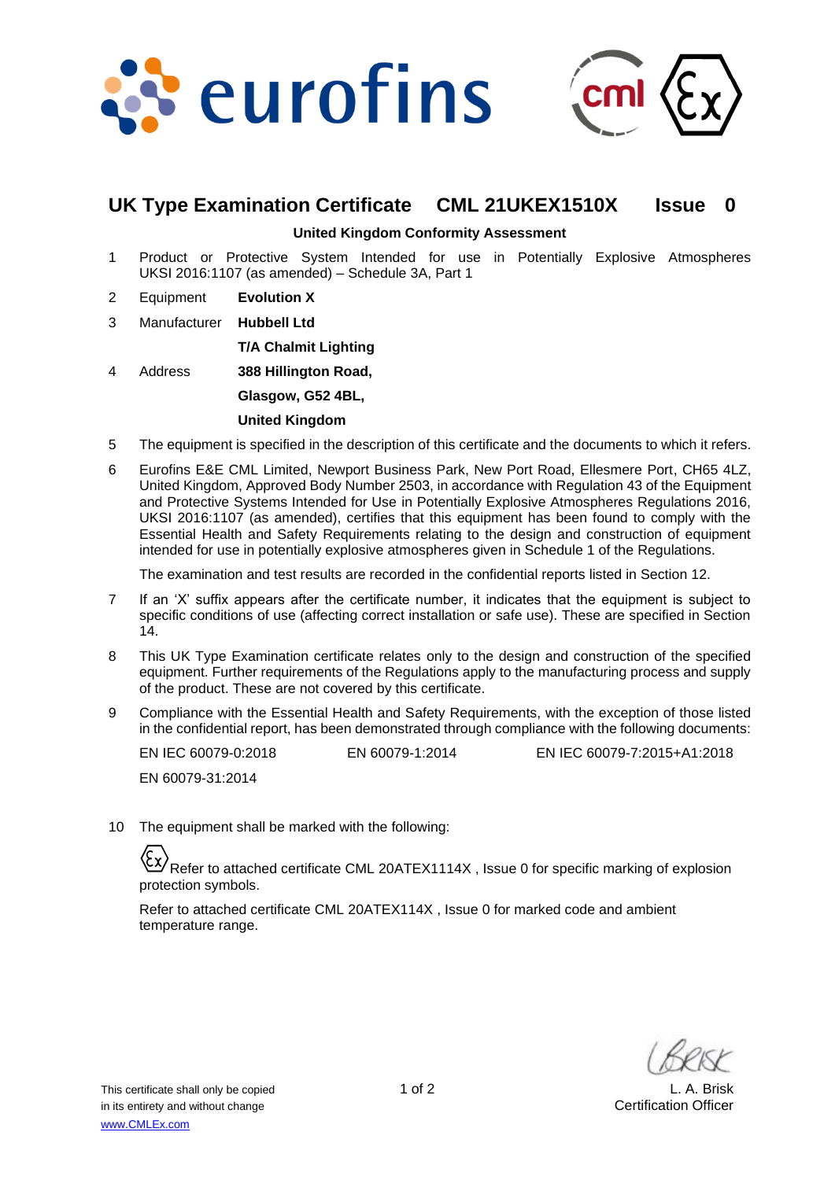# UK Type Examination Certificate CML 21UKEX1510X Issue 0

**United Kingdom Conformity Assessment**

1. Product or Protective System Intended for use in Potentially Explosive Atmospheres UKSI 2016:1107 (as amended) – Schedule 3A, Part 1

2. Equipment **Evolution X**

3. Manufacturer **Hubbell Ltd**
   **T/A Chalmit Lighting**

4. Address **388 Hillington Road,**
   **Glasgow, G52 4BL,**
   **United Kingdom**

5. The equipment is specified in the description of this certificate and the documents to which it refers.

6. Eurofins E&E CML Limited, Newport Business Park, New Port Road, Ellesmere Port, CH65 4LZ, United Kingdom, Approved Body Number 2503, in accordance with Regulation 43 of the Equipment and Protective Systems Intended for Use in Potentially Explosive Atmospheres Regulations 2016, UKSI 2016:1107 (as amended), certifies that this equipment has been found to comply with the Essential Health and Safety Requirements relating to the design and construction of equipment intended for use in potentially explosive atmospheres given in Schedule 1 of the Regulations.

   The examination and test results are recorded in the confidential reports listed in Section 12.

7. If an 'X' suffix appears after the certificate number, it indicates that the equipment is subject to specific conditions of use (affecting correct installation or safe use). These are specified in Section 14.

8. This UK Type Examination certificate relates only to the design and construction of the specified equipment. Further requirements of the Regulations apply to the manufacturing process and supply of the product. These are not covered by this certificate.

9. Compliance with the Essential Health and Safety Requirements, with the exception of those listed in the confidential report, has been demonstrated through compliance with the following documents:

   EN IEC 60079-0:2018 EN 60079-1:2014 EN IEC 60079-7:2015+A1:2018

   EN 60079-31:2014

10. The equipment shall be marked with the following:

    Ex Refer to attached certificate CML 20ATEX1114X , Issue 0 for specific marking of explosion protection symbols.

    Refer to attached certificate CML 20ATEX114X , Issue 0 for marked code and ambient temperature range.

This certificate shall only be copied in its entirety and without change
www.CMLEx.com

L. A. Brisk
Certification Officer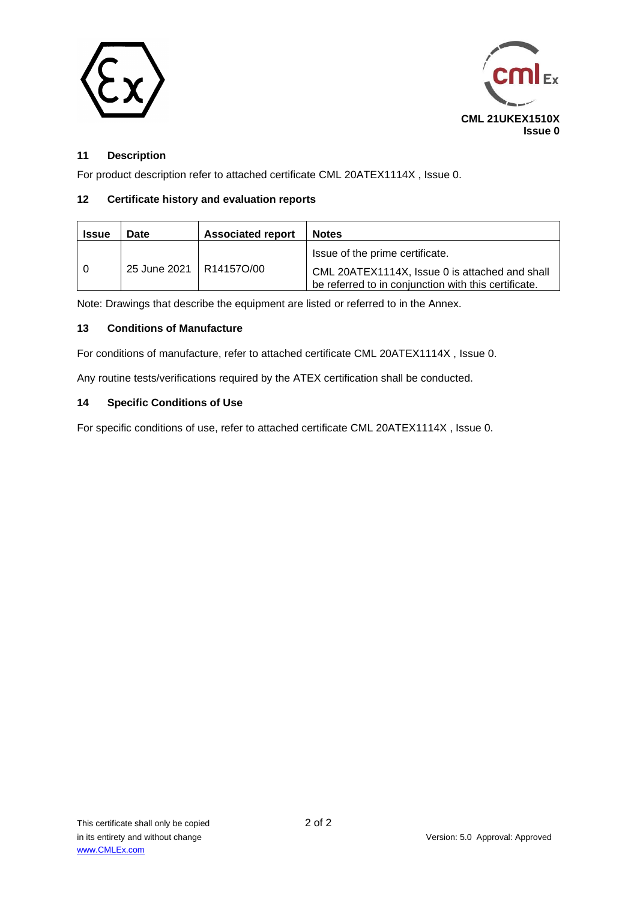**CML 21UKEX1510X**
**Issue 0**

## 11 Description

For product description refer to attached certificate CML 20ATEX1114X , Issue 0.

## 12 Certificate history and evaluation reports

| Issue | Date | Associated report | Notes |
|---|---|---|---|
| 0 | 25 June 2021 | R14157O/00 | Issue of the prime certificate. CML 20ATEX1114X, Issue 0 is attached and shall be referred to in conjunction with this certificate. |

Note: Drawings that describe the equipment are listed or referred to in the Annex.

## 13 Conditions of Manufacture

For conditions of manufacture, refer to attached certificate CML 20ATEX1114X , Issue 0.

Any routine tests/verifications required by the ATEX certification shall be conducted.

## 14 Specific Conditions of Use

For specific conditions of use, refer to attached certificate CML 20ATEX1114X , Issue 0.

This certificate shall only be copied in its entirety and without change
www.CMLEx.com

Version: 5.0 Approval: Approved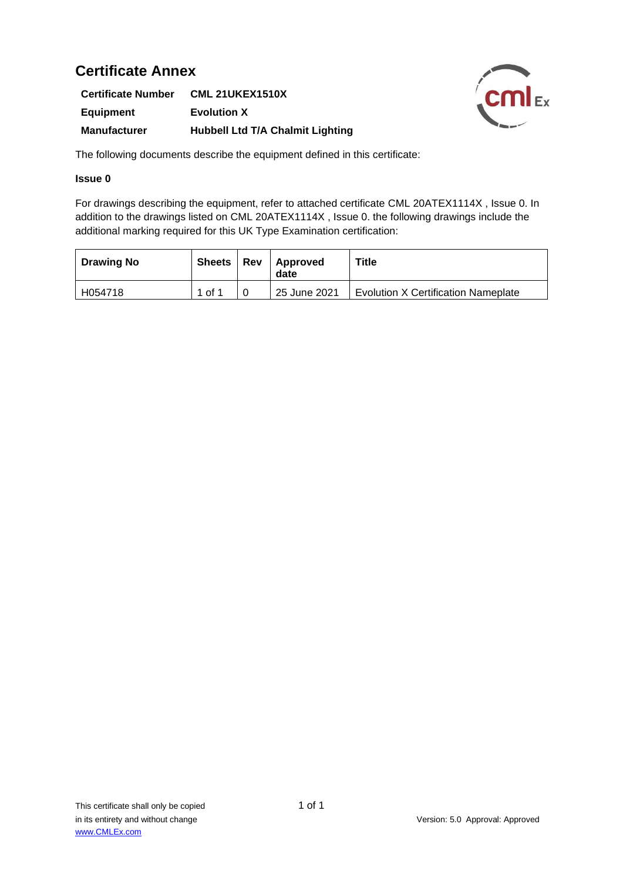# Certificate Annex

| | |
|---|---|
| **Certificate Number** | **CML 21UKEX1510X** |
| **Equipment** | **Evolution X** |
| **Manufacturer** | **Hubbell Ltd T/A Chalmit Lighting** |

The following documents describe the equipment defined in this certificate:

**Issue 0**

For drawings describing the equipment, refer to attached certificate CML 20ATEX1114X , Issue 0. In addition to the drawings listed on CML 20ATEX1114X , Issue 0. the following drawings include the additional marking required for this UK Type Examination certification:

| Drawing No | Sheets | Rev | Approved date | Title |
|---|---|---|---|---|
| H054718 | 1 of 1 | 0 | 25 June 2021 | Evolution X Certification Nameplate |

This certificate shall only be copied in its entirety and without change
www.CMLEx.com

Version: 5.0 Approval: Approved